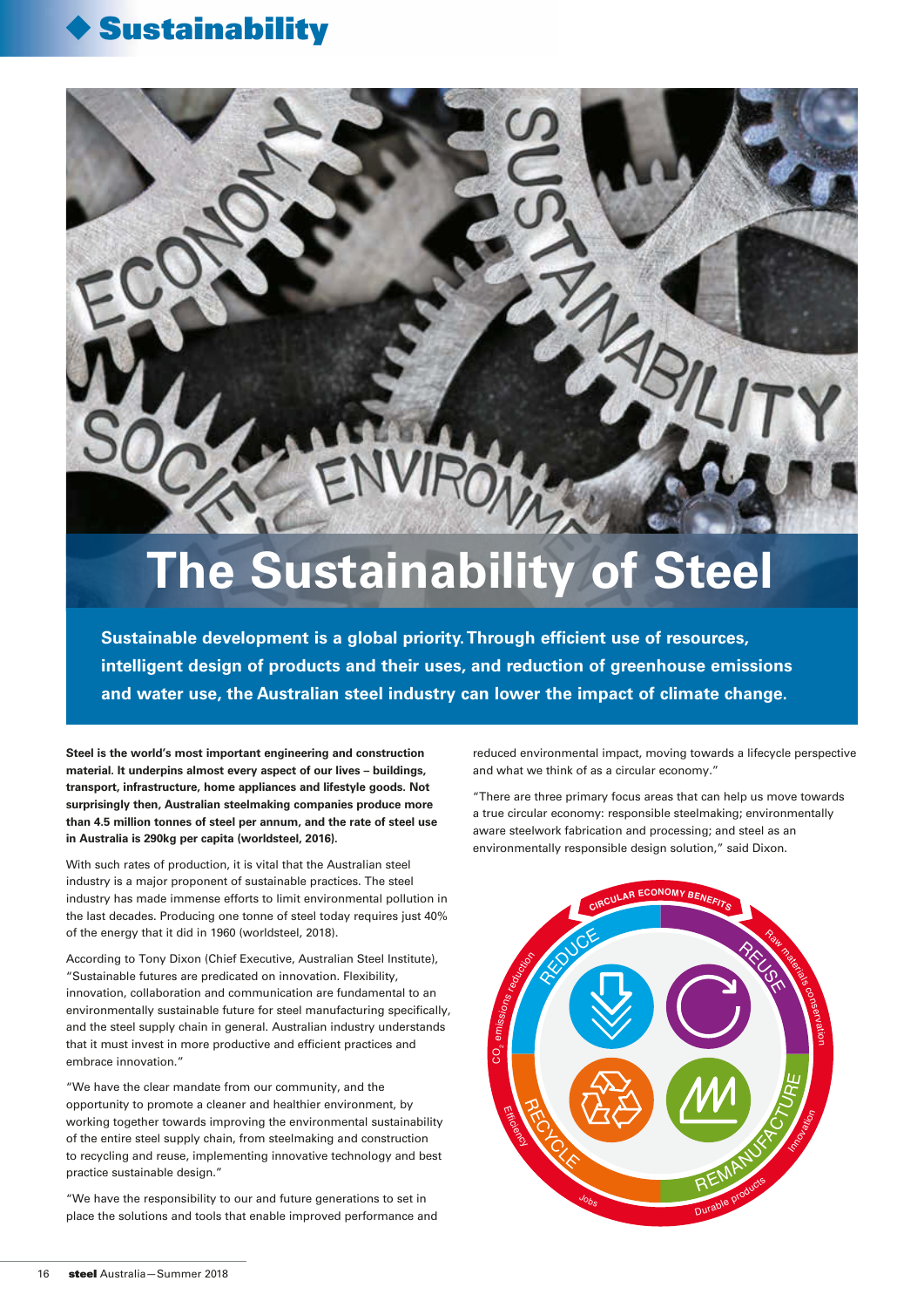# The Sustainability of Steel

**Sustainable development is a global priority. Through efficient use of resources, intelligent design of products and their uses, and reduction of greenhouse emissions and water use, the Australian steel industry can lower the impact of climate change.**

**Steel is the world's most important engineering and construction material. It underpins almost every aspect of our lives – buildings, transport, infrastructure, home appliances and lifestyle goods. Not surprisingly then, Australian steelmaking companies produce more than 4.5 million tonnes of steel per annum, and the rate of steel use in Australia is 290kg per capita (worldsteel, 2016).**

With such rates of production, it is vital that the Australian steel industry is a major proponent of sustainable practices. The steel industry has made immense efforts to limit environmental pollution in the last decades. Producing one tonne of steel today requires just 40% of the energy that it did in 1960 (worldsteel, 2018).

According to Tony Dixon (Chief Executive, Australian Steel Institute), "Sustainable futures are predicated on innovation. Flexibility, innovation, collaboration and communication are fundamental to an environmentally sustainable future for steel manufacturing specifically, and the steel supply chain in general. Australian industry understands that it must invest in more productive and efficient practices and embrace innovation."

"We have the clear mandate from our community, and the opportunity to promote a cleaner and healthier environment, by working together towards improving the environmental sustainability of the entire steel supply chain, from steelmaking and construction to recycling and reuse, implementing innovative technology and best practice sustainable design."

"We have the responsibility to our and future generations to set in place the solutions and tools that enable improved performance and reduced environmental impact, moving towards a lifecycle perspective and what we think of as a circular economy."

"There are three primary focus areas that can help us move towards a true circular economy: responsible steelmaking; environmentally aware steelwork fabrication and processing; and steel as an environmentally responsible design solution," said Dixon.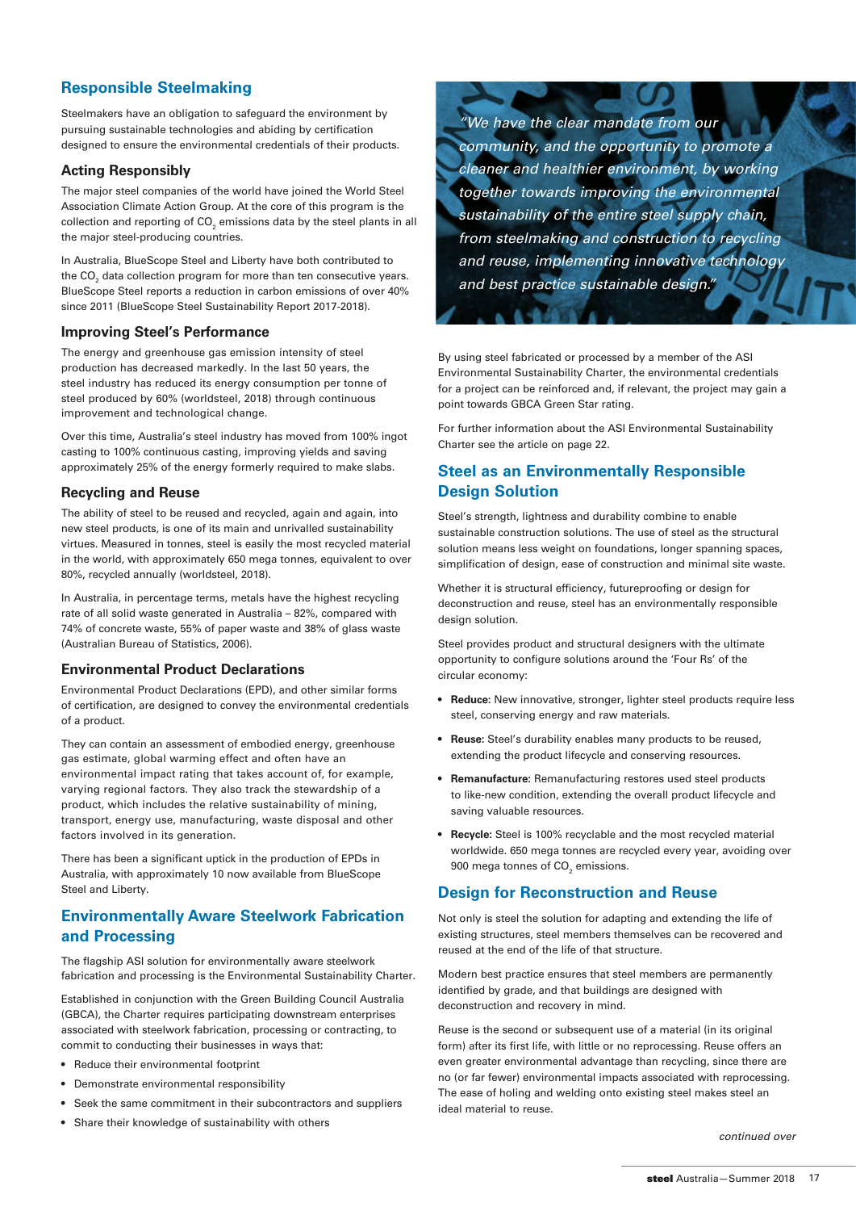## Responsible Steelmaking

Steelmakers have an obligation to safeguard the environment by pursuing sustainable technologies and abiding by certification designed to ensure the environmental credentials of their products.

### Acting Responsibly

The major steel companies of the world have joined the World Steel Association Climate Action Group. At the core of this program is the collection and reporting of $CO_2$ emissions data by the steel plants in all the major steel-producing countries.

In Australia, BlueScope Steel and Liberty have both contributed to the $CO_2$ data collection program for more than ten consecutive years. BlueScope Steel reports a reduction in carbon emissions of over 40% since 2011 (BlueScope Steel Sustainability Report 2017-2018).

### Improving Steel's Performance

The energy and greenhouse gas emission intensity of steel production has decreased markedly. In the last 50 years, the steel industry has reduced its energy consumption per tonne of steel produced by 60% (worldsteel, 2018) through continuous improvement and technological change.

Over this time, Australia's steel industry has moved from 100% ingot casting to 100% continuous casting, improving yields and saving approximately 25% of the energy formerly required to make slabs.

### Recycling and Reuse

The ability of steel to be reused and recycled, again and again, into new steel products, is one of its main and unrivalled sustainability virtues. Measured in tonnes, steel is easily the most recycled material in the world, with approximately 650 mega tonnes, equivalent to over 80%, recycled annually (worldsteel, 2018).

In Australia, in percentage terms, metals have the highest recycling rate of all solid waste generated in Australia – 82%, compared with 74% of concrete waste, 55% of paper waste and 38% of glass waste (Australian Bureau of Statistics, 2006).

### Environmental Product Declarations

Environmental Product Declarations (EPD), and other similar forms of certification, are designed to convey the environmental credentials of a product.

They can contain an assessment of embodied energy, greenhouse gas estimate, global warming effect and often have an environmental impact rating that takes account of, for example, varying regional factors. They also track the stewardship of a product, which includes the relative sustainability of mining, transport, energy use, manufacturing, waste disposal and other factors involved in its generation.

There has been a significant uptick in the production of EPDs in Australia, with approximately 10 now available from BlueScope Steel and Liberty.

## Environmentally Aware Steelwork Fabrication and Processing

The flagship ASI solution for environmentally aware steelwork fabrication and processing is the Environmental Sustainability Charter.

Established in conjunction with the Green Building Council Australia (GBCA), the Charter requires participating downstream enterprises associated with steelwork fabrication, processing or contracting, to commit to conducting their businesses in ways that:

- Reduce their environmental footprint
- Demonstrate environmental responsibility
- Seek the same commitment in their subcontractors and suppliers
- Share their knowledge of sustainability with others

*"We have the clear mandate from our community, and the opportunity to promote a cleaner and healthier environment, by working together towards improving the environmental sustainability of the entire steel supply chain, from steelmaking and construction to recycling and reuse, implementing innovative technology and best practice sustainable design."*

By using steel fabricated or processed by a member of the ASI Environmental Sustainability Charter, the environmental credentials for a project can be reinforced and, if relevant, the project may gain a point towards GBCA Green Star rating.

For further information about the ASI Environmental Sustainability Charter see the article on page 22.

## Steel as an Environmentally Responsible Design Solution

Steel's strength, lightness and durability combine to enable sustainable construction solutions. The use of steel as the structural solution means less weight on foundations, longer spanning spaces, simplification of design, ease of construction and minimal site waste.

Whether it is structural efficiency, futureproofing or design for deconstruction and reuse, steel has an environmentally responsible design solution.

Steel provides product and structural designers with the ultimate opportunity to configure solutions around the 'Four Rs' of the circular economy:

- **Reduce:** New innovative, stronger, lighter steel products require less steel, conserving energy and raw materials.
- **Reuse:** Steel's durability enables many products to be reused, extending the product lifecycle and conserving resources.
- **Remanufacture:** Remanufacturing restores used steel products to like-new condition, extending the overall product lifecycle and saving valuable resources.
- **Recycle:** Steel is 100% recyclable and the most recycled material worldwide. 650 mega tonnes are recycled every year, avoiding over 900 mega tonnes of $CO_2$ emissions.

## Design for Reconstruction and Reuse

Not only is steel the solution for adapting and extending the life of existing structures, steel members themselves can be recovered and reused at the end of the life of that structure.

Modern best practice ensures that steel members are permanently identified by grade, and that buildings are designed with deconstruction and recovery in mind.

Reuse is the second or subsequent use of a material (in its original form) after its first life, with little or no reprocessing. Reuse offers an even greater environmental advantage than recycling, since there are no (or far fewer) environmental impacts associated with reprocessing. The ease of holing and welding onto existing steel makes steel an ideal material to reuse.

*continued over*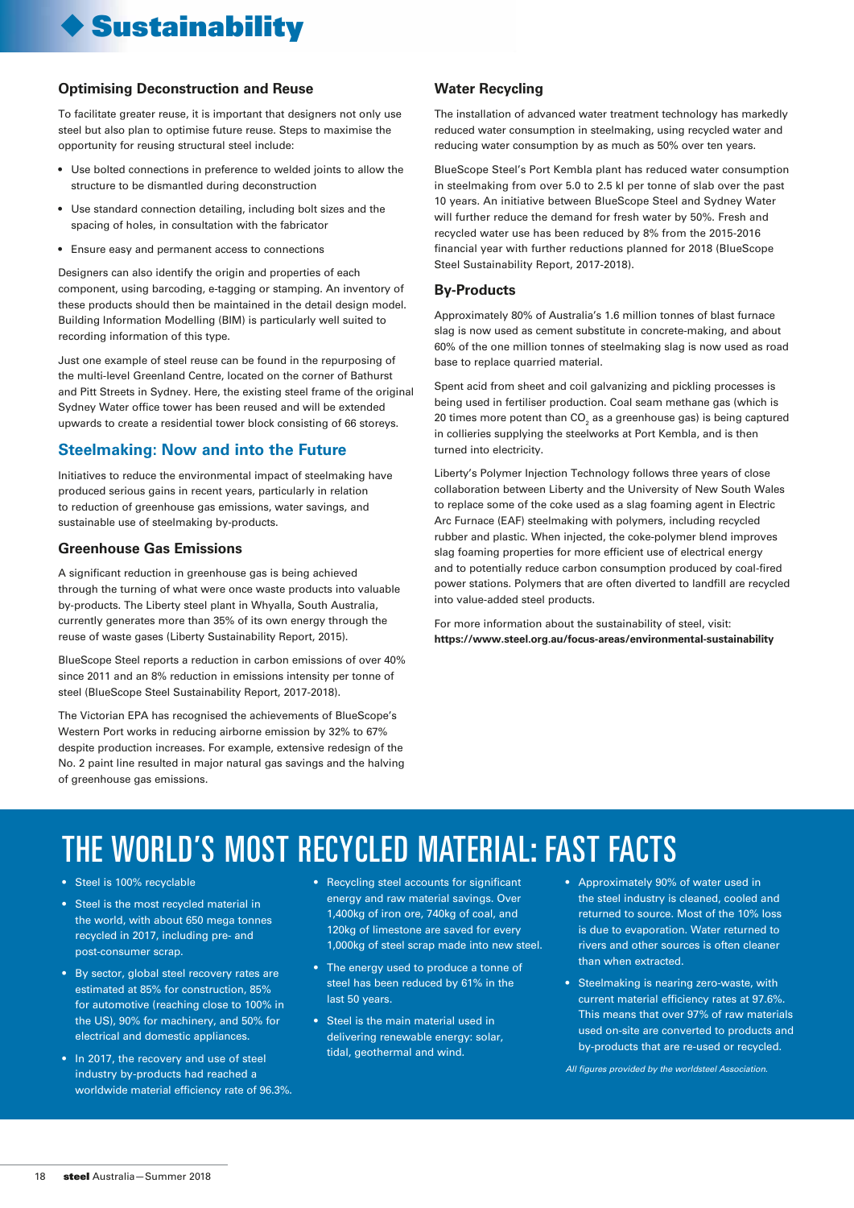# ◆ Sustainability

### Optimising Deconstruction and Reuse

To facilitate greater reuse, it is important that designers not only use steel but also plan to optimise future reuse. Steps to maximise the opportunity for reusing structural steel include:

- Use bolted connections in preference to welded joints to allow the structure to be dismantled during deconstruction
- Use standard connection detailing, including bolt sizes and the spacing of holes, in consultation with the fabricator
- Ensure easy and permanent access to connections

Designers can also identify the origin and properties of each component, using barcoding, e-tagging or stamping. An inventory of these products should then be maintained in the detail design model. Building Information Modelling (BIM) is particularly well suited to recording information of this type.

Just one example of steel reuse can be found in the repurposing of the multi-level Greenland Centre, located on the corner of Bathurst and Pitt Streets in Sydney. Here, the existing steel frame of the original Sydney Water office tower has been reused and will be extended upwards to create a residential tower block consisting of 66 storeys.

## Steelmaking: Now and into the Future

Initiatives to reduce the environmental impact of steelmaking have produced serious gains in recent years, particularly in relation to reduction of greenhouse gas emissions, water savings, and sustainable use of steelmaking by-products.

### Greenhouse Gas Emissions

A significant reduction in greenhouse gas is being achieved through the turning of what were once waste products into valuable by-products. The Liberty steel plant in Whyalla, South Australia, currently generates more than 35% of its own energy through the reuse of waste gases (Liberty Sustainability Report, 2015).

BlueScope Steel reports a reduction in carbon emissions of over 40% since 2011 and an 8% reduction in emissions intensity per tonne of steel (BlueScope Steel Sustainability Report, 2017-2018).

The Victorian EPA has recognised the achievements of BlueScope's Western Port works in reducing airborne emission by 32% to 67% despite production increases. For example, extensive redesign of the No. 2 paint line resulted in major natural gas savings and the halving of greenhouse gas emissions.

### Water Recycling

The installation of advanced water treatment technology has markedly reduced water consumption in steelmaking, using recycled water and reducing water consumption by as much as 50% over ten years.

BlueScope Steel's Port Kembla plant has reduced water consumption in steelmaking from over 5.0 to 2.5 kl per tonne of slab over the past 10 years. An initiative between BlueScope Steel and Sydney Water will further reduce the demand for fresh water by 50%. Fresh and recycled water use has been reduced by 8% from the 2015-2016 financial year with further reductions planned for 2018 (BlueScope Steel Sustainability Report, 2017-2018).

### By-Products

Approximately 80% of Australia's 1.6 million tonnes of blast furnace slag is now used as cement substitute in concrete-making, and about 60% of the one million tonnes of steelmaking slag is now used as road base to replace quarried material.

Spent acid from sheet and coil galvanizing and pickling processes is being used in fertiliser production. Coal seam methane gas (which is 20 times more potent than $CO_2$ as a greenhouse gas) is being captured in collieries supplying the steelworks at Port Kembla, and is then turned into electricity.

Liberty's Polymer Injection Technology follows three years of close collaboration between Liberty and the University of New South Wales to replace some of the coke used as a slag foaming agent in Electric Arc Furnace (EAF) steelmaking with polymers, including recycled rubber and plastic. When injected, the coke-polymer blend improves slag foaming properties for more efficient use of electrical energy and to potentially reduce carbon consumption produced by coal-fired power stations. Polymers that are often diverted to landfill are recycled into value-added steel products.

For more information about the sustainability of steel, visit:
**https://www.steel.org.au/focus-areas/environmental-sustainability**

## THE WORLD'S MOST RECYCLED MATERIAL: FAST FACTS

- Steel is 100% recyclable
- Steel is the most recycled material in the world, with about 650 mega tonnes recycled in 2017, including pre- and post-consumer scrap.
- By sector, global steel recovery rates are estimated at 85% for construction, 85% for automotive (reaching close to 100% in the US), 90% for machinery, and 50% for electrical and domestic appliances.
- In 2017, the recovery and use of steel industry by-products had reached a worldwide material efficiency rate of 96.3%.
- Recycling steel accounts for significant energy and raw material savings. Over 1,400kg of iron ore, 740kg of coal, and 120kg of limestone are saved for every 1,000kg of steel scrap made into new steel.
- The energy used to produce a tonne of steel has been reduced by 61% in the last 50 years.
- Steel is the main material used in delivering renewable energy: solar, tidal, geothermal and wind.
- Approximately 90% of water used in the steel industry is cleaned, cooled and returned to source. Most of the 10% loss is due to evaporation. Water returned to rivers and other sources is often cleaner than when extracted.
- Steelmaking is nearing zero-waste, with current material efficiency rates at 97.6%. This means that over 97% of raw materials used on-site are converted to products and by-products that are re-used or recycled.

*All figures provided by the worldsteel Association.*